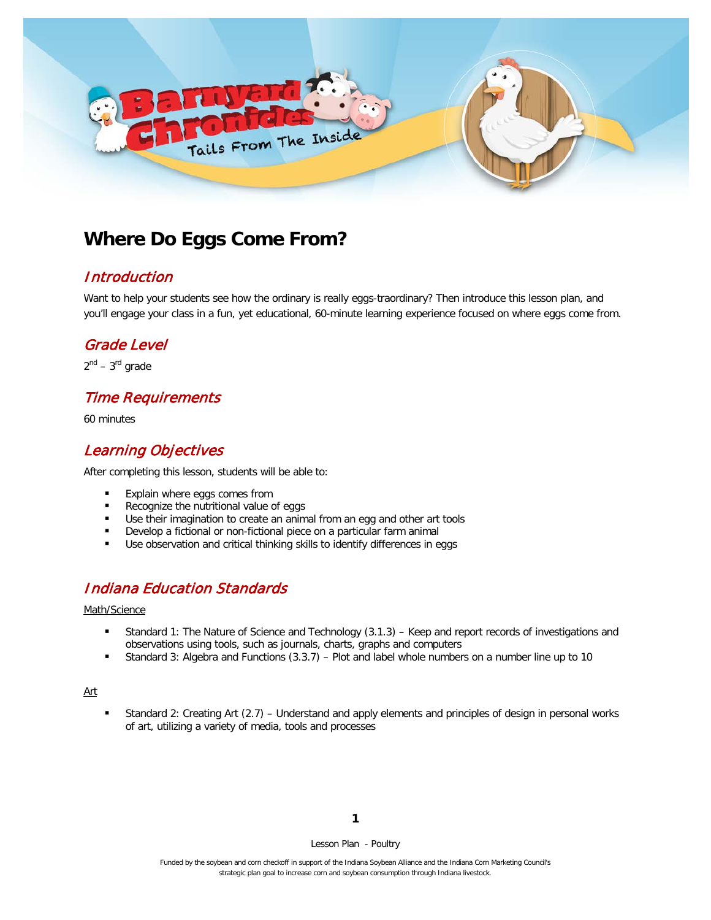# Where Do Eggs Come From?

## *Introduction*

Want to help your students see how the ordinary is really eggs-traordinary? Then introduce this lesson plan, and you'll engage your class in a fun, yet educational, 60-minute learning experience focused on where eggs come from.

## *Grade Level*

2nd – 3rd grade

## *Time Requirements*

60 minutes

## *Learning Objectives*

After completing this lesson, students will be able to:

- Explain where eggs comes from
- Recognize the nutritional value of eggs
- Use their imagination to create an animal from an egg and other art tools
- Develop a fictional or non-fictional piece on a particular farm animal
- Use observation and critical thinking skills to identify differences in eggs

## *Indiana Education Standards*

Math/Science

- Standard 1: The Nature of Science and Technology (3.1.3) – Keep and report records of investigations and observations using tools, such as journals, charts, graphs and computers
- Standard 3: Algebra and Functions (3.3.7) – Plot and label whole numbers on a number line up to 10

Art

- Standard 2: Creating Art (2.7) – Understand and apply elements and principles of design in personal works of art, utilizing a variety of media, tools and processes

Lesson Plan - Poultry

Funded by the soybean and corn checkoff in support of the Indiana Soybean Alliance and the Indiana Corn Marketing Council's strategic plan goal to increase corn and soybean consumption through Indiana livestock.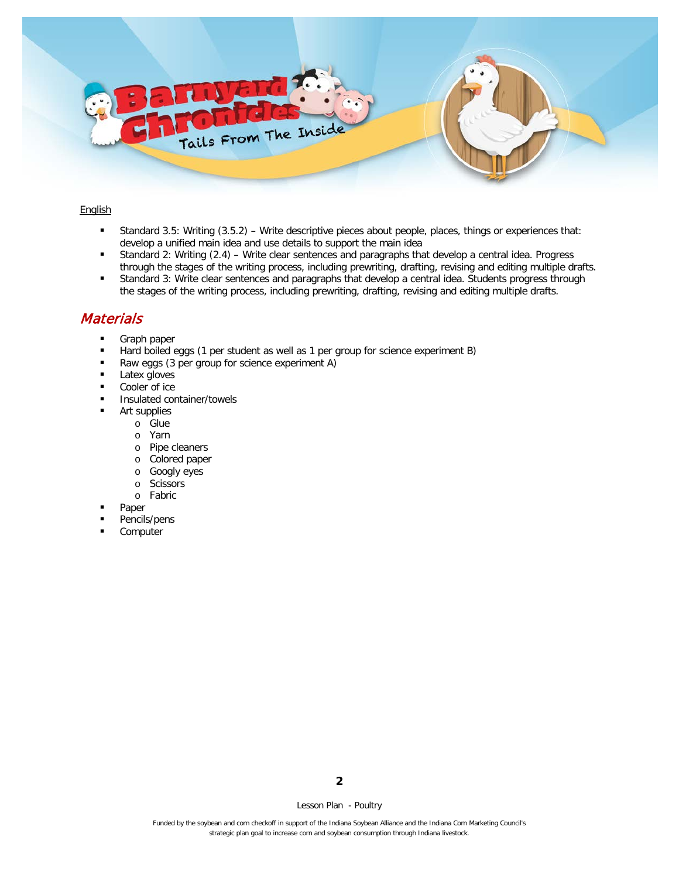English

- Standard 3.5: Writing (3.5.2) – Write descriptive pieces about people, places, things or experiences that: develop a unified main idea and use details to support the main idea
- Standard 2: Writing (2.4) – Write clear sentences and paragraphs that develop a central idea. Progress through the stages of the writing process, including prewriting, drafting, revising and editing multiple drafts.
- Standard 3: Write clear sentences and paragraphs that develop a central idea. Students progress through the stages of the writing process, including prewriting, drafting, revising and editing multiple drafts.

## *Materials*

- Graph paper
- Hard boiled eggs (1 per student as well as 1 per group for science experiment B)
- Raw eggs (3 per group for science experiment A)
- Latex gloves
- Cooler of ice
- Insulated container/towels
- Art supplies
  - Glue
  - Yarn
  - Pipe cleaners
  - Colored paper
  - Googly eyes
  - Scissors
  - Fabric
- Paper
- Pencils/pens
- Computer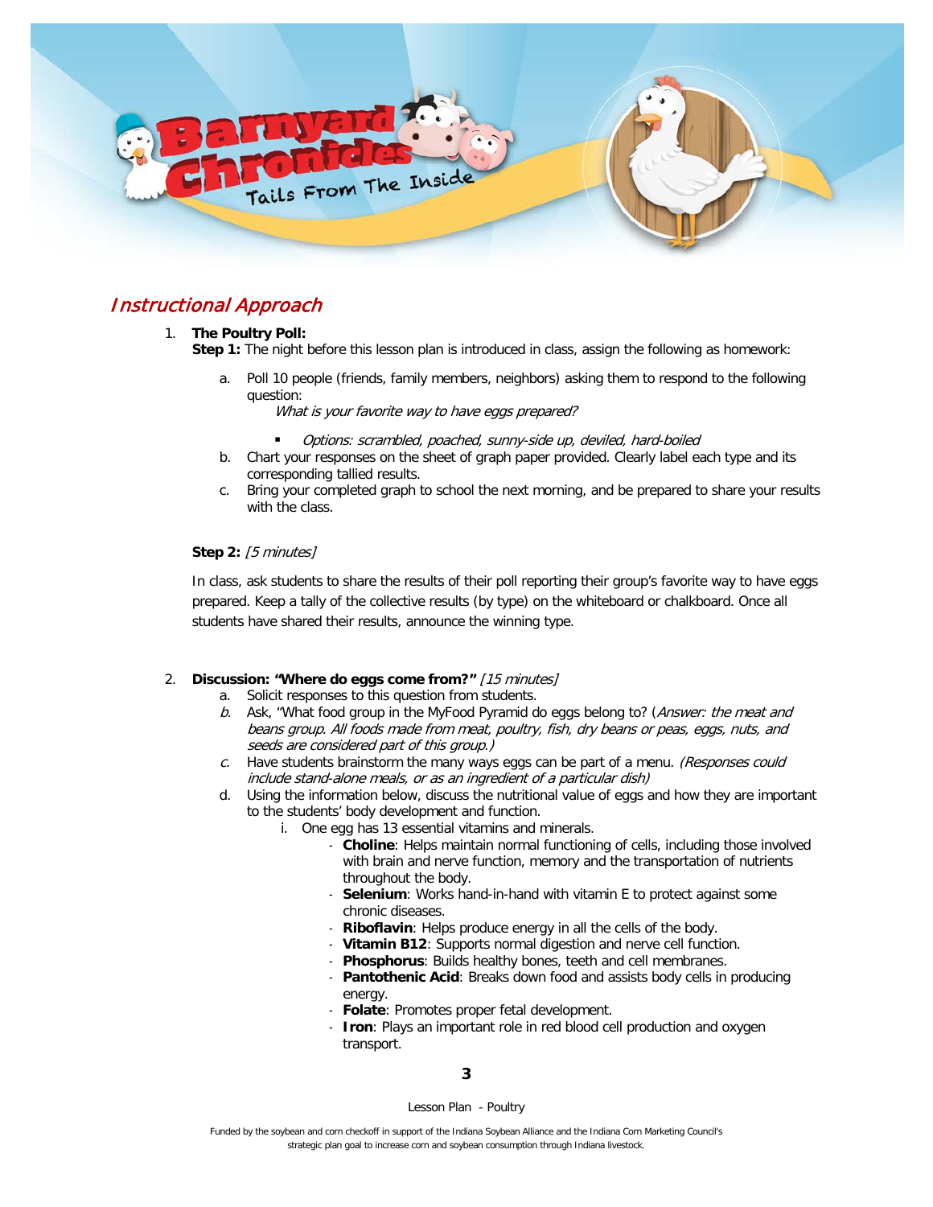## *Instructional Approach*

1. **The Poultry Poll:**
   **Step 1:** The night before this lesson plan is introduced in class, assign the following as homework:

   a. Poll 10 people (friends, family members, neighbors) asking them to respond to the following question:
      *What is your favorite way to have eggs prepared?*
      - *Options: scrambled, poached, sunny-side up, deviled, hard-boiled*

   b. Chart your responses on the sheet of graph paper provided. Clearly label each type and its corresponding tallied results.

   c. Bring your completed graph to school the next morning, and be prepared to share your results with the class.

   **Step 2:** *[5 minutes]*

   In class, ask students to share the results of their poll reporting their group's favorite way to have eggs prepared. Keep a tally of the collective results (by type) on the whiteboard or chalkboard. Once all students have shared their results, announce the winning type.

2. **Discussion: "Where do eggs come from?"** *[15 minutes]*

   a. Solicit responses to this question from students.

   *b.* Ask, "What food group in the MyFood Pyramid do eggs belong to? (*Answer: the meat and beans group. All foods made from meat, poultry, fish, dry beans or peas, eggs, nuts, and seeds are considered part of this group.)*

   *c.* Have students brainstorm the many ways eggs can be part of a menu. *(Responses could include stand-alone meals, or as an ingredient of a particular dish)*

   d. Using the information below, discuss the nutritional value of eggs and how they are important to the students' body development and function.

      i. One egg has 13 essential vitamins and minerals.
         - **Choline**: Helps maintain normal functioning of cells, including those involved with brain and nerve function, memory and the transportation of nutrients throughout the body.
         - **Selenium**: Works hand-in-hand with vitamin E to protect against some chronic diseases.
         - **Riboflavin**: Helps produce energy in all the cells of the body.
         - **Vitamin B12**: Supports normal digestion and nerve cell function.
         - **Phosphorus**: Builds healthy bones, teeth and cell membranes.
         - **Pantothenic Acid**: Breaks down food and assists body cells in producing energy.
         - **Folate**: Promotes proper fetal development.
         - **Iron**: Plays an important role in red blood cell production and oxygen transport.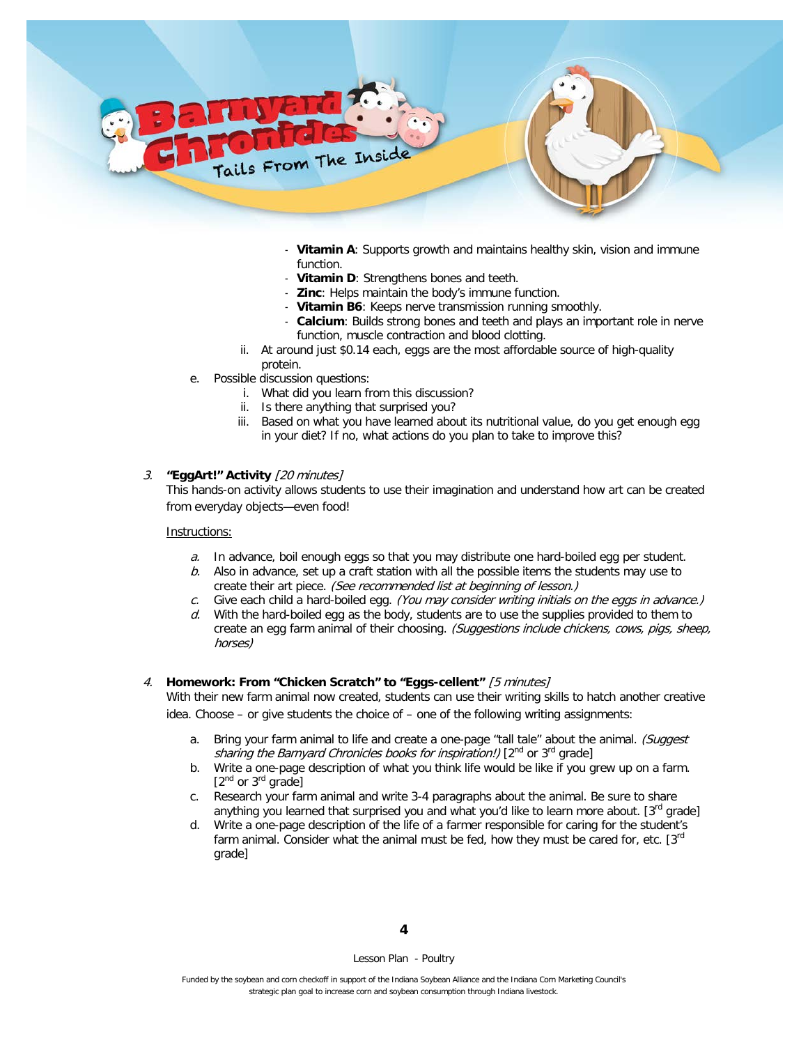- **Vitamin A**: Supports growth and maintains healthy skin, vision and immune function.
- **Vitamin D**: Strengthens bones and teeth.
- **Zinc**: Helps maintain the body's immune function.
- **Vitamin B6**: Keeps nerve transmission running smoothly.
- **Calcium**: Builds strong bones and teeth and plays an important role in nerve function, muscle contraction and blood clotting.

ii. At around just $0.14 each, eggs are the most affordable source of high-quality protein.

e. Possible discussion questions:

i. What did you learn from this discussion?

ii. Is there anything that surprised you?

iii. Based on what you have learned about its nutritional value, do you get enough egg in your diet? If no, what actions do you plan to take to improve this?

3. **"EggArt!" Activity** *[20 minutes]*

This hands-on activity allows students to use their imagination and understand how art can be created from everyday objects—even food!

Instructions:

*a.* In advance, boil enough eggs so that you may distribute one hard-boiled egg per student.

*b.* Also in advance, set up a craft station with all the possible items the students may use to create their art piece. *(See recommended list at beginning of lesson.)*

*c.* Give each child a hard-boiled egg. *(You may consider writing initials on the eggs in advance.)*

*d.* With the hard-boiled egg as the body, students are to use the supplies provided to them to create an egg farm animal of their choosing. *(Suggestions include chickens, cows, pigs, sheep, horses)*

4. **Homework: From "Chicken Scratch" to "Eggs-cellent"** *[5 minutes]*

With their new farm animal now created, students can use their writing skills to hatch another creative idea. Choose – or give students the choice of – one of the following writing assignments:

a. Bring your farm animal to life and create a one-page "tall tale" about the animal. *(Suggest sharing the Barnyard Chronicles books for inspiration!)* [2nd or 3rd grade]

b. Write a one-page description of what you think life would be like if you grew up on a farm. [2nd or 3rd grade]

c. Research your farm animal and write 3-4 paragraphs about the animal. Be sure to share anything you learned that surprised you and what you'd like to learn more about. [3rd grade]

d. Write a one-page description of the life of a farmer responsible for caring for the student's farm animal. Consider what the animal must be fed, how they must be cared for, etc. [3rd grade]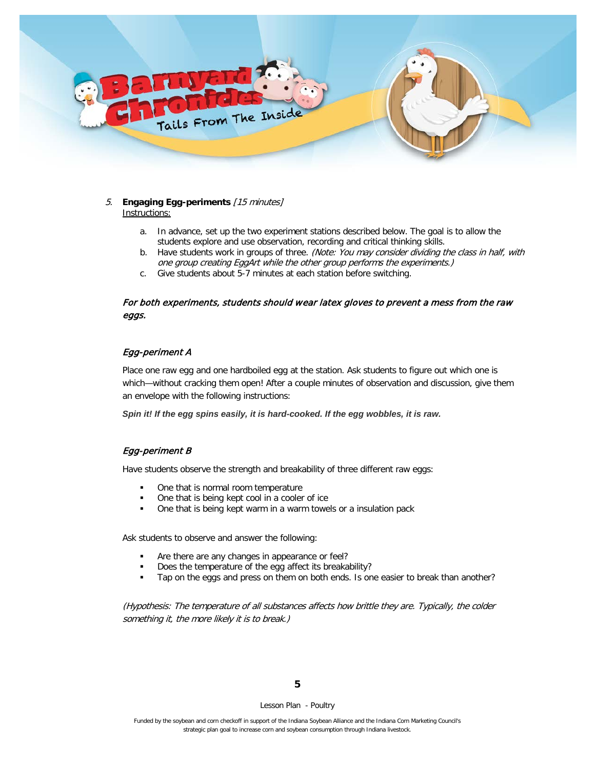5. **Engaging Egg-periments** *[15 minutes]*
   Instructions:

   a. In advance, set up the two experiment stations described below. The goal is to allow the students explore and use observation, recording and critical thinking skills.
   b. Have students work in groups of three. *(Note: You may consider dividing the class in half, with one group creating EggArt while the other group performs the experiments.)*
   c. Give students about 5-7 minutes at each station before switching.

*For both experiments, students should wear latex gloves to prevent a mess from the raw eggs.*

*Egg-periment A*

Place one raw egg and one hardboiled egg at the station. Ask students to figure out which one is which—without cracking them open! After a couple minutes of observation and discussion, give them an envelope with the following instructions:

***Spin it! If the egg spins easily, it is hard-cooked. If the egg wobbles, it is raw.***

*Egg-periment B*

Have students observe the strength and breakability of three different raw eggs:

- One that is normal room temperature
- One that is being kept cool in a cooler of ice
- One that is being kept warm in a warm towels or a insulation pack

Ask students to observe and answer the following:

- Are there are any changes in appearance or feel?
- Does the temperature of the egg affect its breakability?
- Tap on the eggs and press on them on both ends. Is one easier to break than another?

*(Hypothesis: The temperature of all substances affects how brittle they are. Typically, the colder something it, the more likely it is to break.)*

Lesson Plan - Poultry

Funded by the soybean and corn checkoff in support of the Indiana Soybean Alliance and the Indiana Corn Marketing Council's strategic plan goal to increase corn and soybean consumption through Indiana livestock.